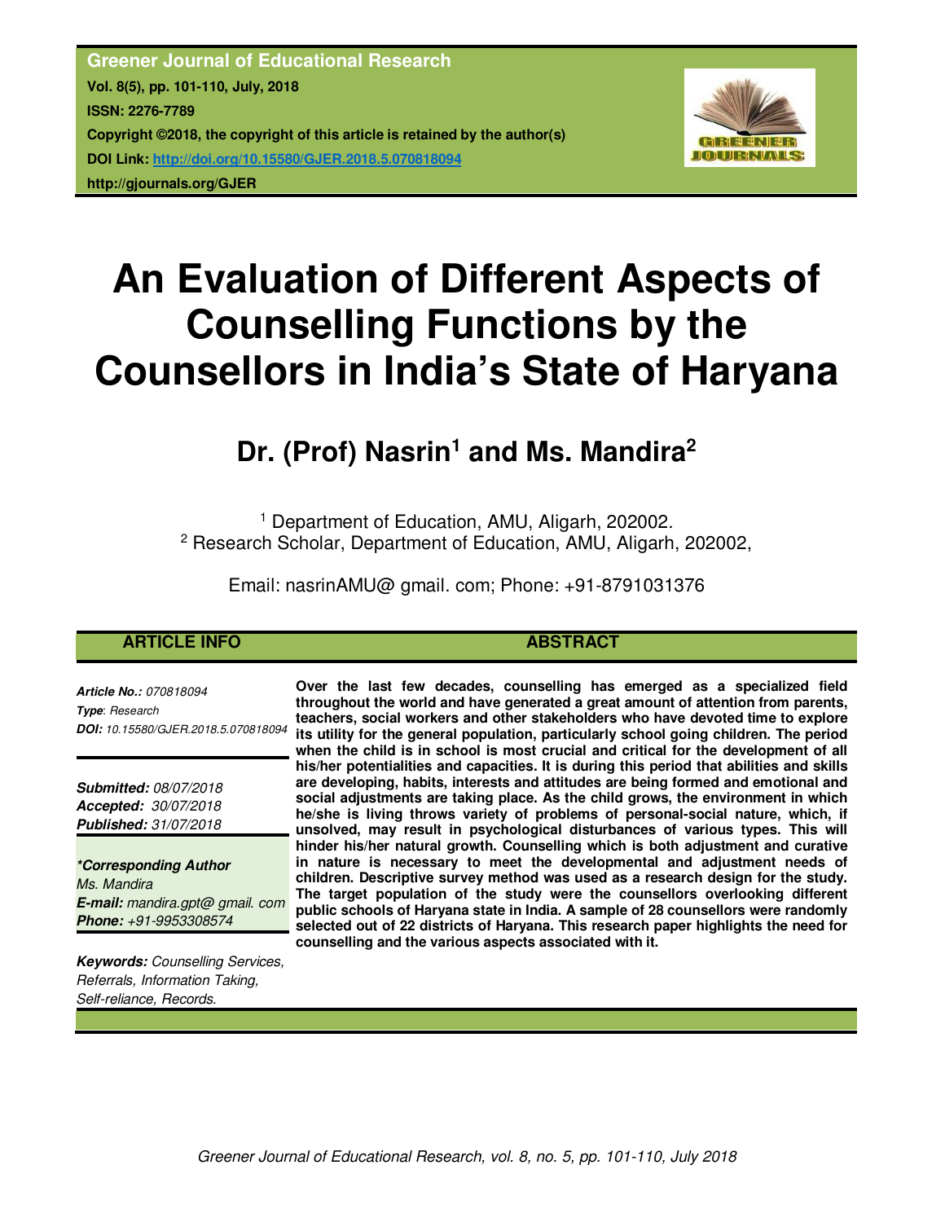**Greener Journal of Educational Research**
**Vol. 8(5), pp. 101-110, July, 2018**
**ISSN: 2276-7789**
**Copyright ©2018, the copyright of this article is retained by the author(s)**
**DOI Link: http://doi.org/10.15580/GJER.2018.5.070818094**
**http://gjournals.org/GJER**

# An Evaluation of Different Aspects of Counselling Functions by the Counsellors in India's State of Haryana

## Dr. (Prof) Nasrin[1] and Ms. Mandira[2]

[1] Department of Education, AMU, Aligarh, 202002.
[2] Research Scholar, Department of Education, AMU, Aligarh, 202002,

Email: nasrinAMU@ gmail. com; Phone: +91-8791031376

### ARTICLE INFO

***Article No.:*** *070818094*
***Type****: Research*
***DOI:*** *10.15580/GJER.2018.5.070818094*

***Submitted:*** *08/07/2018*
***Accepted:*** *30/07/2018*
***Published:*** *31/07/2018*

***\*Corresponding Author***
*Ms. Mandira*
***E-mail:*** *mandira.gpt@ gmail. com*
***Phone:*** *+91-9953308574*

***Keywords:*** *Counselling Services, Referrals, Information Taking, Self-reliance, Records.*

### ABSTRACT

**Over the last few decades, counselling has emerged as a specialized field throughout the world and have generated a great amount of attention from parents, teachers, social workers and other stakeholders who have devoted time to explore its utility for the general population, particularly school going children. The period when the child is in school is most crucial and critical for the development of all his/her potentialities and capacities. It is during this period that abilities and skills are developing, habits, interests and attitudes are being formed and emotional and social adjustments are taking place. As the child grows, the environment in which he/she is living throws variety of problems of personal-social nature, which, if unsolved, may result in psychological disturbances of various types. This will hinder his/her natural growth. Counselling which is both adjustment and curative in nature is necessary to meet the developmental and adjustment needs of children. Descriptive survey method was used as a research design for the study. The target population of the study were the counsellors overlooking different public schools of Haryana state in India. A sample of 28 counsellors were randomly selected out of 22 districts of Haryana. This research paper highlights the need for counselling and the various aspects associated with it.**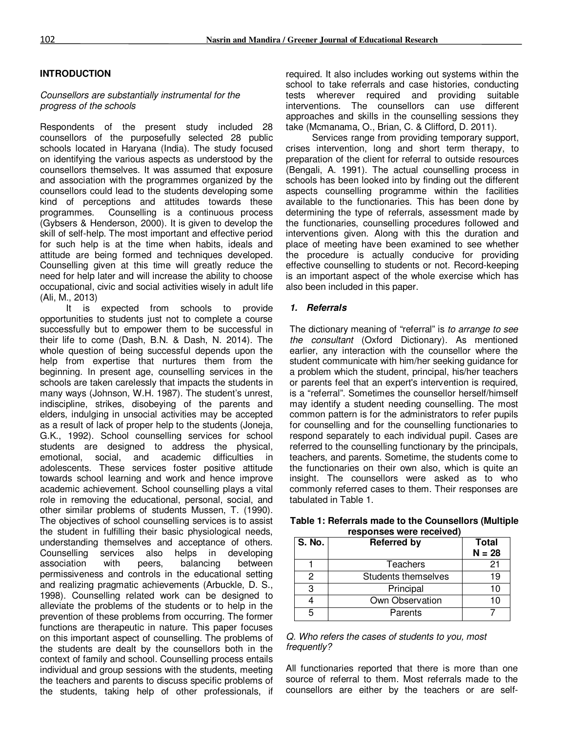## INTRODUCTION

*Counsellors are substantially instrumental for the progress of the schools*

Respondents of the present study included 28 counsellors of the purposefully selected 28 public schools located in Haryana (India). The study focused on identifying the various aspects as understood by the counsellors themselves. It was assumed that exposure and association with the programmes organized by the counsellors could lead to the students developing some kind of perceptions and attitudes towards these programmes. Counselling is a continuous process (Gybsers & Henderson, 2000). It is given to develop the skill of self-help. The most important and effective period for such help is at the time when habits, ideals and attitude are being formed and techniques developed. Counselling given at this time will greatly reduce the need for help later and will increase the ability to choose occupational, civic and social activities wisely in adult life (Ali, M., 2013)

It is expected from schools to provide opportunities to students just not to complete a course successfully but to empower them to be successful in their life to come (Dash, B.N. & Dash, N. 2014). The whole question of being successful depends upon the help from expertise that nurtures them from the beginning. In present age, counselling services in the schools are taken carelessly that impacts the students in many ways (Johnson, W.H. 1987). The student's unrest, indiscipline, strikes, disobeying of the parents and elders, indulging in unsocial activities may be accepted as a result of lack of proper help to the students (Joneja, G.K., 1992). School counselling services for school students are designed to address the physical, emotional, social, and academic difficulties in adolescents. These services foster positive attitude towards school learning and work and hence improve academic achievement. School counselling plays a vital role in removing the educational, personal, social, and other similar problems of students Mussen, T. (1990). The objectives of school counselling services is to assist the student in fulfilling their basic physiological needs, understanding themselves and acceptance of others. Counselling services also helps in developing association with peers, balancing between permissiveness and controls in the educational setting and realizing pragmatic achievements (Arbuckle, D. S., 1998). Counselling related work can be designed to alleviate the problems of the students or to help in the prevention of these problems from occurring. The former functions are therapeutic in nature. This paper focuses on this important aspect of counselling. The problems of the students are dealt by the counsellors both in the context of family and school. Counselling process entails individual and group sessions with the students, meeting the teachers and parents to discuss specific problems of the students, taking help of other professionals, if required. It also includes working out systems within the school to take referrals and case histories, conducting tests wherever required and providing suitable interventions. The counsellors can use different approaches and skills in the counselling sessions they take (Mcmanama, O., Brian, C. & Clifford, D. 2011).

Services range from providing temporary support, crises intervention, long and short term therapy, to preparation of the client for referral to outside resources (Bengali, A. 1991). The actual counselling process in schools has been looked into by finding out the different aspects counselling programme within the facilities available to the functionaries. This has been done by determining the type of referrals, assessment made by the functionaries, counselling procedures followed and interventions given. Along with this the duration and place of meeting have been examined to see whether the procedure is actually conducive for providing effective counselling to students or not. Record-keeping is an important aspect of the whole exercise which has also been included in this paper.

### *1. Referrals*

The dictionary meaning of "referral" is *to arrange to see the consultant* (Oxford Dictionary). As mentioned earlier, any interaction with the counsellor where the student communicate with him/her seeking guidance for a problem which the student, principal, his/her teachers or parents feel that an expert's intervention is required, is a "referral". Sometimes the counsellor herself/himself may identify a student needing counselling. The most common pattern is for the administrators to refer pupils for counselling and for the counselling functionaries to respond separately to each individual pupil. Cases are referred to the counselling functionary by the principals, teachers, and parents. Sometime, the students come to the functionaries on their own also, which is quite an insight. The counsellors were asked as to who commonly referred cases to them. Their responses are tabulated in Table 1.

**Table 1: Referrals made to the Counsellors (Multiple responses were received)**

| S. No. | Referred by | Total N = 28 |
|---|---|---|
| 1 | Teachers | 21 |
| 2 | Students themselves | 19 |
| 3 | Principal | 10 |
| 4 | Own Observation | 10 |
| 5 | Parents | 7 |

*Q. Who refers the cases of students to you, most frequently?*

All functionaries reported that there is more than one source of referral to them. Most referrals made to the counsellors are either by the teachers or are self-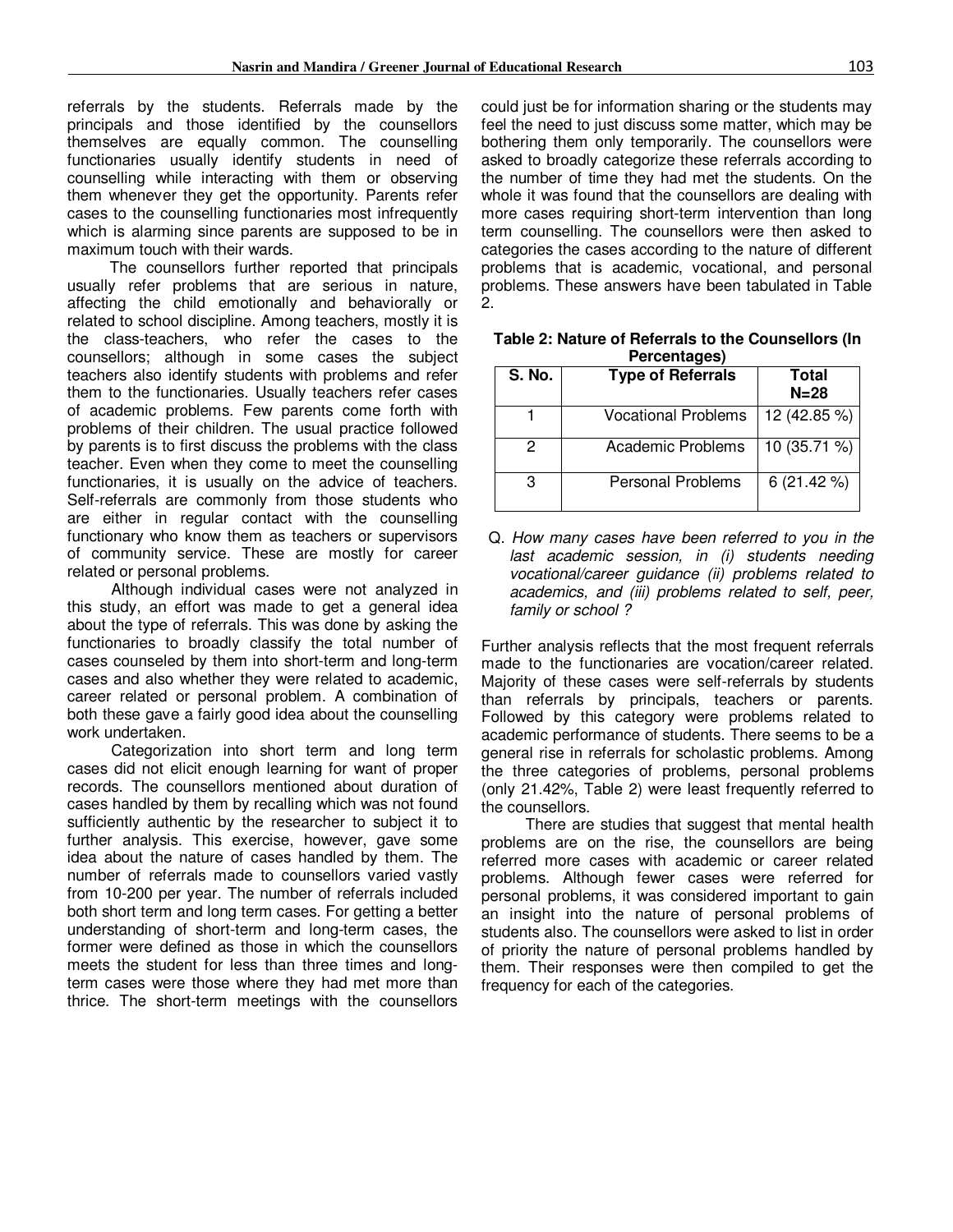referrals by the students. Referrals made by the principals and those identified by the counsellors themselves are equally common. The counselling functionaries usually identify students in need of counselling while interacting with them or observing them whenever they get the opportunity. Parents refer cases to the counselling functionaries most infrequently which is alarming since parents are supposed to be in maximum touch with their wards.

The counsellors further reported that principals usually refer problems that are serious in nature, affecting the child emotionally and behaviorally or related to school discipline. Among teachers, mostly it is the class-teachers, who refer the cases to the counsellors; although in some cases the subject teachers also identify students with problems and refer them to the functionaries. Usually teachers refer cases of academic problems. Few parents come forth with problems of their children. The usual practice followed by parents is to first discuss the problems with the class teacher. Even when they come to meet the counselling functionaries, it is usually on the advice of teachers. Self-referrals are commonly from those students who are either in regular contact with the counselling functionary who know them as teachers or supervisors of community service. These are mostly for career related or personal problems.

Although individual cases were not analyzed in this study, an effort was made to get a general idea about the type of referrals. This was done by asking the functionaries to broadly classify the total number of cases counseled by them into short-term and long-term cases and also whether they were related to academic, career related or personal problem. A combination of both these gave a fairly good idea about the counselling work undertaken.

Categorization into short term and long term cases did not elicit enough learning for want of proper records. The counsellors mentioned about duration of cases handled by them by recalling which was not found sufficiently authentic by the researcher to subject it to further analysis. This exercise, however, gave some idea about the nature of cases handled by them. The number of referrals made to counsellors varied vastly from 10-200 per year. The number of referrals included both short term and long term cases. For getting a better understanding of short-term and long-term cases, the former were defined as those in which the counsellors meets the student for less than three times and long-term cases were those where they had met more than thrice. The short-term meetings with the counsellors could just be for information sharing or the students may feel the need to just discuss some matter, which may be bothering them only temporarily. The counsellors were asked to broadly categorize these referrals according to the number of time they had met the students. On the whole it was found that the counsellors are dealing with more cases requiring short-term intervention than long term counselling. The counsellors were then asked to categories the cases according to the nature of different problems that is academic, vocational, and personal problems. These answers have been tabulated in Table 2.

**Table 2: Nature of Referrals to the Counsellors (In Percentages)**

| S. No. | Type of Referrals | Total N=28 |
|---|---|---|
| 1 | Vocational Problems | 12 (42.85 %) |
| 2 | Academic Problems | 10 (35.71 %) |
| 3 | Personal Problems | 6 (21.42 %) |

Q. *How many cases have been referred to you in the last academic session, in (i) students needing vocational/career guidance (ii) problems related to academics, and (iii) problems related to self, peer, family or school ?*

Further analysis reflects that the most frequent referrals made to the functionaries are vocation/career related. Majority of these cases were self-referrals by students than referrals by principals, teachers or parents. Followed by this category were problems related to academic performance of students. There seems to be a general rise in referrals for scholastic problems. Among the three categories of problems, personal problems (only 21.42%, Table 2) were least frequently referred to the counsellors.

There are studies that suggest that mental health problems are on the rise, the counsellors are being referred more cases with academic or career related problems. Although fewer cases were referred for personal problems, it was considered important to gain an insight into the nature of personal problems of students also. The counsellors were asked to list in order of priority the nature of personal problems handled by them. Their responses were then compiled to get the frequency for each of the categories.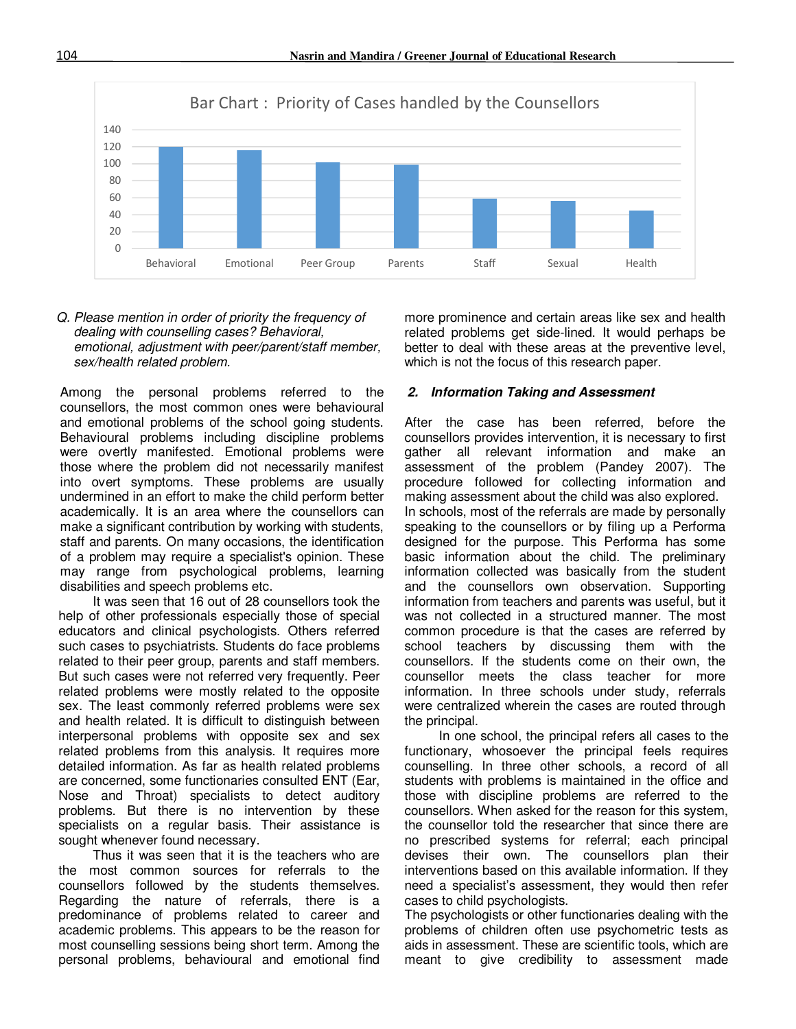Bar Chart : Priority of Cases handled by the Counsellors

*Q. Please mention in order of priority the frequency of dealing with counselling cases? Behavioral, emotional, adjustment with peer/parent/staff member, sex/health related problem.*

Among the personal problems referred to the counsellors, the most common ones were behavioural and emotional problems of the school going students. Behavioural problems including discipline problems were overtly manifested. Emotional problems were those where the problem did not necessarily manifest into overt symptoms. These problems are usually undermined in an effort to make the child perform better academically. It is an area where the counsellors can make a significant contribution by working with students, staff and parents. On many occasions, the identification of a problem may require a specialist's opinion. These may range from psychological problems, learning disabilities and speech problems etc.

It was seen that 16 out of 28 counsellors took the help of other professionals especially those of special educators and clinical psychologists. Others referred such cases to psychiatrists. Students do face problems related to their peer group, parents and staff members. But such cases were not referred very frequently. Peer related problems were mostly related to the opposite sex. The least commonly referred problems were sex and health related. It is difficult to distinguish between interpersonal problems with opposite sex and sex related problems from this analysis. It requires more detailed information. As far as health related problems are concerned, some functionaries consulted ENT (Ear, Nose and Throat) specialists to detect auditory problems. But there is no intervention by these specialists on a regular basis. Their assistance is sought whenever found necessary.

Thus it was seen that it is the teachers who are the most common sources for referrals to the counsellors followed by the students themselves. Regarding the nature of referrals, there is a predominance of problems related to career and academic problems. This appears to be the reason for most counselling sessions being short term. Among the personal problems, behavioural and emotional find more prominence and certain areas like sex and health related problems get side-lined. It would perhaps be better to deal with these areas at the preventive level, which is not the focus of this research paper.

## 2. *Information Taking and Assessment*

After the case has been referred, before the counsellors provides intervention, it is necessary to first gather all relevant information and make an assessment of the problem (Pandey 2007). The procedure followed for collecting information and making assessment about the child was also explored. In schools, most of the referrals are made by personally speaking to the counsellors or by filing up a Performa designed for the purpose. This Performa has some basic information about the child. The preliminary information collected was basically from the student and the counsellors own observation. Supporting information from teachers and parents was useful, but it was not collected in a structured manner. The most common procedure is that the cases are referred by school teachers by discussing them with the counsellors. If the students come on their own, the counsellor meets the class teacher for more information. In three schools under study, referrals were centralized wherein the cases are routed through the principal.

In one school, the principal refers all cases to the functionary, whosoever the principal feels requires counselling. In three other schools, a record of all students with problems is maintained in the office and those with discipline problems are referred to the counsellors. When asked for the reason for this system, the counsellor told the researcher that since there are no prescribed systems for referral; each principal devises their own. The counsellors plan their interventions based on this available information. If they need a specialist's assessment, they would then refer cases to child psychologists.

The psychologists or other functionaries dealing with the problems of children often use psychometric tests as aids in assessment. These are scientific tools, which are meant to give credibility to assessment made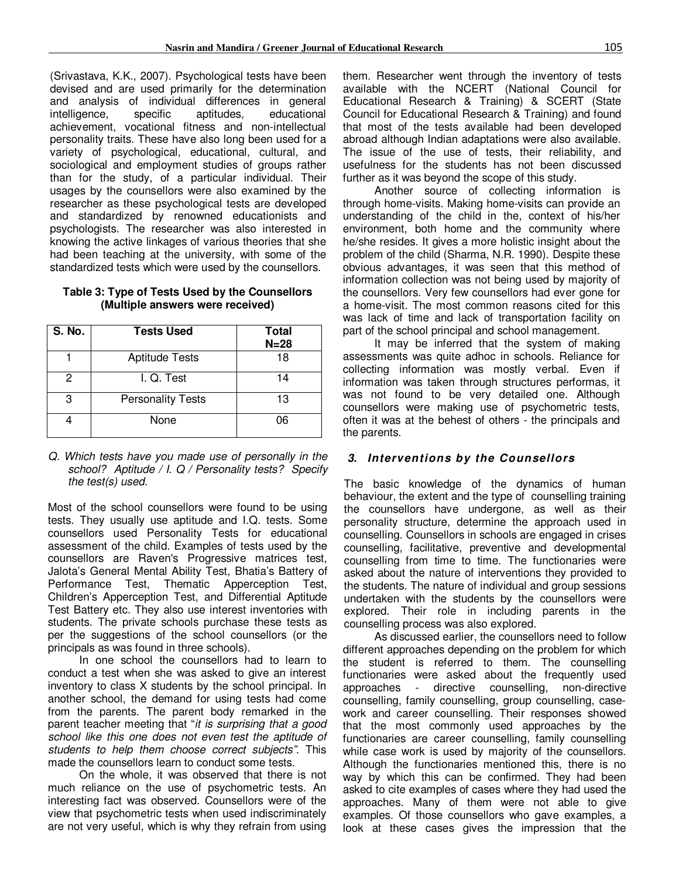(Srivastava, K.K., 2007). Psychological tests have been devised and are used primarily for the determination and analysis of individual differences in general intelligence, specific aptitudes, educational achievement, vocational fitness and non-intellectual personality traits. These have also long been used for a variety of psychological, educational, cultural, and sociological and employment studies of groups rather than for the study, of a particular individual. Their usages by the counsellors were also examined by the researcher as these psychological tests are developed and standardized by renowned educationists and psychologists. The researcher was also interested in knowing the active linkages of various theories that she had been teaching at the university, with some of the standardized tests which were used by the counsellors.

**Table 3: Type of Tests Used by the Counsellors (Multiple answers were received)**

| S. No. | Tests Used | Total N=28 |
|---|---|---|
| 1 | Aptitude Tests | 18 |
| 2 | I. Q. Test | 14 |
| 3 | Personality Tests | 13 |
| 4 | None | 06 |

*Q. Which tests have you made use of personally in the school? Aptitude / I. Q / Personality tests? Specify the test(s) used.*

Most of the school counsellors were found to be using tests. They usually use aptitude and I.Q. tests. Some counsellors used Personality Tests for educational assessment of the child. Examples of tests used by the counsellors are Raven's Progressive matrices test, Jalota's General Mental Ability Test, Bhatia's Battery of Performance Test, Thematic Apperception Test, Children's Apperception Test, and Differential Aptitude Test Battery etc. They also use interest inventories with students. The private schools purchase these tests as per the suggestions of the school counsellors (or the principals as was found in three schools).

In one school the counsellors had to learn to conduct a test when she was asked to give an interest inventory to class X students by the school principal. In another school, the demand for using tests had come from the parents. The parent body remarked in the parent teacher meeting that "*it is surprising that a good school like this one does not even test the aptitude of students to help them choose correct subjects*". This made the counsellors learn to conduct some tests.

On the whole, it was observed that there is not much reliance on the use of psychometric tests. An interesting fact was observed. Counsellors were of the view that psychometric tests when used indiscriminately are not very useful, which is why they refrain from using them. Researcher went through the inventory of tests available with the NCERT (National Council for Educational Research & Training) & SCERT (State Council for Educational Research & Training) and found that most of the tests available had been developed abroad although Indian adaptations were also available. The issue of the use of tests, their reliability, and usefulness for the students has not been discussed further as it was beyond the scope of this study.

Another source of collecting information is through home-visits. Making home-visits can provide an understanding of the child in the, context of his/her environment, both home and the community where he/she resides. It gives a more holistic insight about the problem of the child (Sharma, N.R. 1990). Despite these obvious advantages, it was seen that this method of information collection was not being used by majority of the counsellors. Very few counsellors had ever gone for a home-visit. The most common reasons cited for this was lack of time and lack of transportation facility on part of the school principal and school management.

It may be inferred that the system of making assessments was quite adhoc in schools. Reliance for collecting information was mostly verbal. Even if information was taken through structures performas, it was not found to be very detailed one. Although counsellors were making use of psychometric tests, often it was at the behest of others - the principals and the parents.

### *3. Interventions by the Counsellors*

The basic knowledge of the dynamics of human behaviour, the extent and the type of counselling training the counsellors have undergone, as well as their personality structure, determine the approach used in counselling. Counsellors in schools are engaged in crises counselling, facilitative, preventive and developmental counselling from time to time. The functionaries were asked about the nature of interventions they provided to the students. The nature of individual and group sessions undertaken with the students by the counsellors were explored. Their role in including parents in the counselling process was also explored.

As discussed earlier, the counsellors need to follow different approaches depending on the problem for which the student is referred to them. The counselling functionaries were asked about the frequently used approaches - directive counselling, non-directive counselling, family counselling, group counselling, case-work and career counselling. Their responses showed that the most commonly used approaches by the functionaries are career counselling, family counselling while case work is used by majority of the counsellors. Although the functionaries mentioned this, there is no way by which this can be confirmed. They had been asked to cite examples of cases where they had used the approaches. Many of them were not able to give examples. Of those counsellors who gave examples, a look at these cases gives the impression that the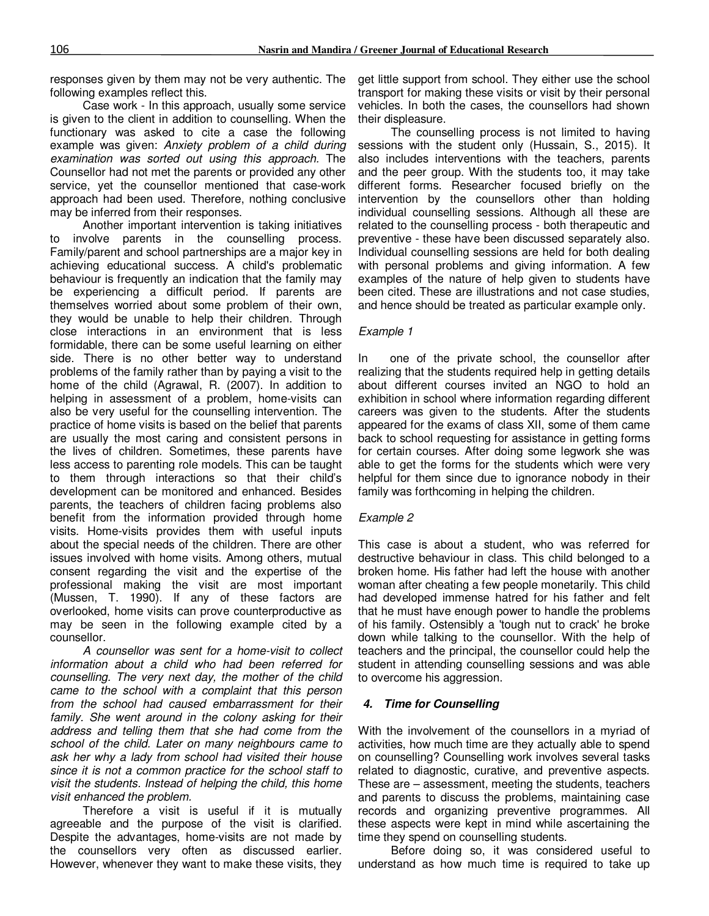responses given by them may not be very authentic. The following examples reflect this.

Case work - In this approach, usually some service is given to the client in addition to counselling. When the functionary was asked to cite a case the following example was given: *Anxiety problem of a child during examination was sorted out using this approach.* The Counsellor had not met the parents or provided any other service, yet the counsellor mentioned that case-work approach had been used. Therefore, nothing conclusive may be inferred from their responses.

Another important intervention is taking initiatives to involve parents in the counselling process. Family/parent and school partnerships are a major key in achieving educational success. A child's problematic behaviour is frequently an indication that the family may be experiencing a difficult period. If parents are themselves worried about some problem of their own, they would be unable to help their children. Through close interactions in an environment that is less formidable, there can be some useful learning on either side. There is no other better way to understand problems of the family rather than by paying a visit to the home of the child (Agrawal, R. (2007). In addition to helping in assessment of a problem, home-visits can also be very useful for the counselling intervention. The practice of home visits is based on the belief that parents are usually the most caring and consistent persons in the lives of children. Sometimes, these parents have less access to parenting role models. This can be taught to them through interactions so that their child's development can be monitored and enhanced. Besides parents, the teachers of children facing problems also benefit from the information provided through home visits. Home-visits provides them with useful inputs about the special needs of the children. There are other issues involved with home visits. Among others, mutual consent regarding the visit and the expertise of the professional making the visit are most important (Mussen, T. 1990). If any of these factors are overlooked, home visits can prove counterproductive as may be seen in the following example cited by a counsellor.

*A counsellor was sent for a home-visit to collect information about a child who had been referred for counselling. The very next day, the mother of the child came to the school with a complaint that this person from the school had caused embarrassment for their family. She went around in the colony asking for their address and telling them that she had come from the school of the child. Later on many neighbours came to ask her why a lady from school had visited their house since it is not a common practice for the school staff to visit the students. Instead of helping the child, this home visit enhanced the problem.*

Therefore a visit is useful if it is mutually agreeable and the purpose of the visit is clarified. Despite the advantages, home-visits are not made by the counsellors very often as discussed earlier. However, whenever they want to make these visits, they get little support from school. They either use the school transport for making these visits or visit by their personal vehicles. In both the cases, the counsellors had shown their displeasure.

The counselling process is not limited to having sessions with the student only (Hussain, S., 2015). It also includes interventions with the teachers, parents and the peer group. With the students too, it may take different forms. Researcher focused briefly on the intervention by the counsellors other than holding individual counselling sessions. Although all these are related to the counselling process - both therapeutic and preventive - these have been discussed separately also. Individual counselling sessions are held for both dealing with personal problems and giving information. A few examples of the nature of help given to students have been cited. These are illustrations and not case studies, and hence should be treated as particular example only.

*Example 1*

In one of the private school, the counsellor after realizing that the students required help in getting details about different courses invited an NGO to hold an exhibition in school where information regarding different careers was given to the students. After the students appeared for the exams of class XII, some of them came back to school requesting for assistance in getting forms for certain courses. After doing some legwork she was able to get the forms for the students which were very helpful for them since due to ignorance nobody in their family was forthcoming in helping the children.

*Example 2*

This case is about a student, who was referred for destructive behaviour in class. This child belonged to a broken home. His father had left the house with another woman after cheating a few people monetarily. This child had developed immense hatred for his father and felt that he must have enough power to handle the problems of his family. Ostensibly a 'tough nut to crack' he broke down while talking to the counsellor. With the help of teachers and the principal, the counsellor could help the student in attending counselling sessions and was able to overcome his aggression.

### *4. Time for Counselling*

With the involvement of the counsellors in a myriad of activities, how much time are they actually able to spend on counselling? Counselling work involves several tasks related to diagnostic, curative, and preventive aspects. These are – assessment, meeting the students, teachers and parents to discuss the problems, maintaining case records and organizing preventive programmes. All these aspects were kept in mind while ascertaining the time they spend on counselling students.

Before doing so, it was considered useful to understand as how much time is required to take up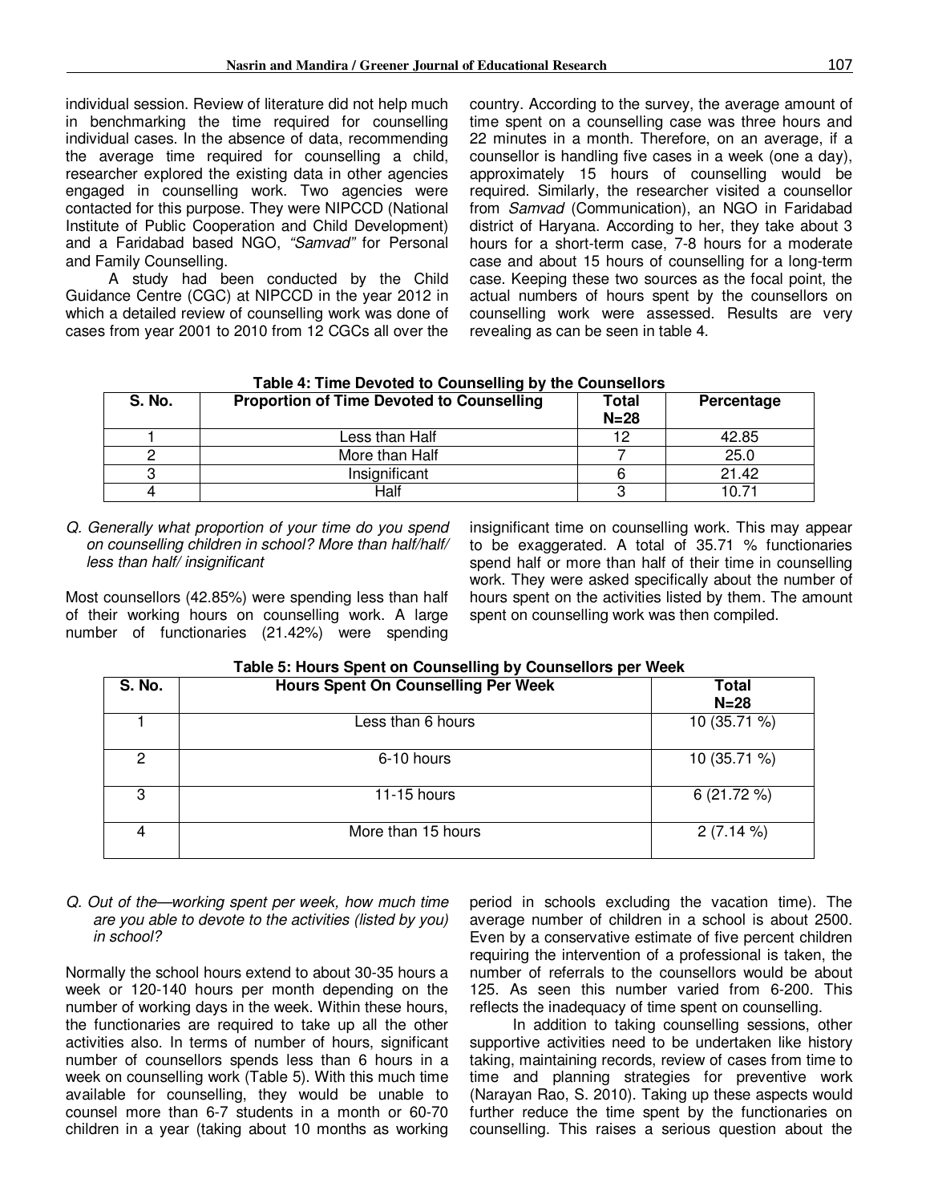individual session. Review of literature did not help much in benchmarking the time required for counselling individual cases. In the absence of data, recommending the average time required for counselling a child, researcher explored the existing data in other agencies engaged in counselling work. Two agencies were contacted for this purpose. They were NIPCCD (National Institute of Public Cooperation and Child Development) and a Faridabad based NGO, *"Samvad"* for Personal and Family Counselling.

A study had been conducted by the Child Guidance Centre (CGC) at NIPCCD in the year 2012 in which a detailed review of counselling work was done of cases from year 2001 to 2010 from 12 CGCs all over the country. According to the survey, the average amount of time spent on a counselling case was three hours and 22 minutes in a month. Therefore, on an average, if a counsellor is handling five cases in a week (one a day), approximately 15 hours of counselling would be required. Similarly, the researcher visited a counsellor from *Samvad* (Communication), an NGO in Faridabad district of Haryana. According to her, they take about 3 hours for a short-term case, 7-8 hours for a moderate case and about 15 hours of counselling for a long-term case. Keeping these two sources as the focal point, the actual numbers of hours spent by the counsellors on counselling work were assessed. Results are very revealing as can be seen in table 4.

**Table 4: Time Devoted to Counselling by the Counsellors**

| S. No. | Proportion of Time Devoted to Counselling | Total N=28 | Percentage |
|---|---|---|---|
| 1 | Less than Half | 12 | 42.85 |
| 2 | More than Half | 7 | 25.0 |
| 3 | Insignificant | 6 | 21.42 |
| 4 | Half | 3 | 10.71 |

*Q. Generally what proportion of your time do you spend on counselling children in school? More than half/half/ less than half/ insignificant*

Most counsellors (42.85%) were spending less than half of their working hours on counselling work. A large number of functionaries (21.42%) were spending insignificant time on counselling work. This may appear to be exaggerated. A total of 35.71 % functionaries spend half or more than half of their time in counselling work. They were asked specifically about the number of hours spent on the activities listed by them. The amount spent on counselling work was then compiled.

**Table 5: Hours Spent on Counselling by Counsellors per Week**

| S. No. | Hours Spent On Counselling Per Week | Total N=28 |
|---|---|---|
| 1 | Less than 6 hours | 10 (35.71 %) |
| 2 | 6-10 hours | 10 (35.71 %) |
| 3 | 11-15 hours | 6 (21.72 %) |
| 4 | More than 15 hours | 2 (7.14 %) |

*Q. Out of the—working spent per week, how much time are you able to devote to the activities (listed by you) in school?*

Normally the school hours extend to about 30-35 hours a week or 120-140 hours per month depending on the number of working days in the week. Within these hours, the functionaries are required to take up all the other activities also. In terms of number of hours, significant number of counsellors spends less than 6 hours in a week on counselling work (Table 5). With this much time available for counselling, they would be unable to counsel more than 6-7 students in a month or 60-70 children in a year (taking about 10 months as working period in schools excluding the vacation time). The average number of children in a school is about 2500. Even by a conservative estimate of five percent children requiring the intervention of a professional is taken, the number of referrals to the counsellors would be about 125. As seen this number varied from 6-200. This reflects the inadequacy of time spent on counselling.

In addition to taking counselling sessions, other supportive activities need to be undertaken like history taking, maintaining records, review of cases from time to time and planning strategies for preventive work (Narayan Rao, S. 2010). Taking up these aspects would further reduce the time spent by the functionaries on counselling. This raises a serious question about the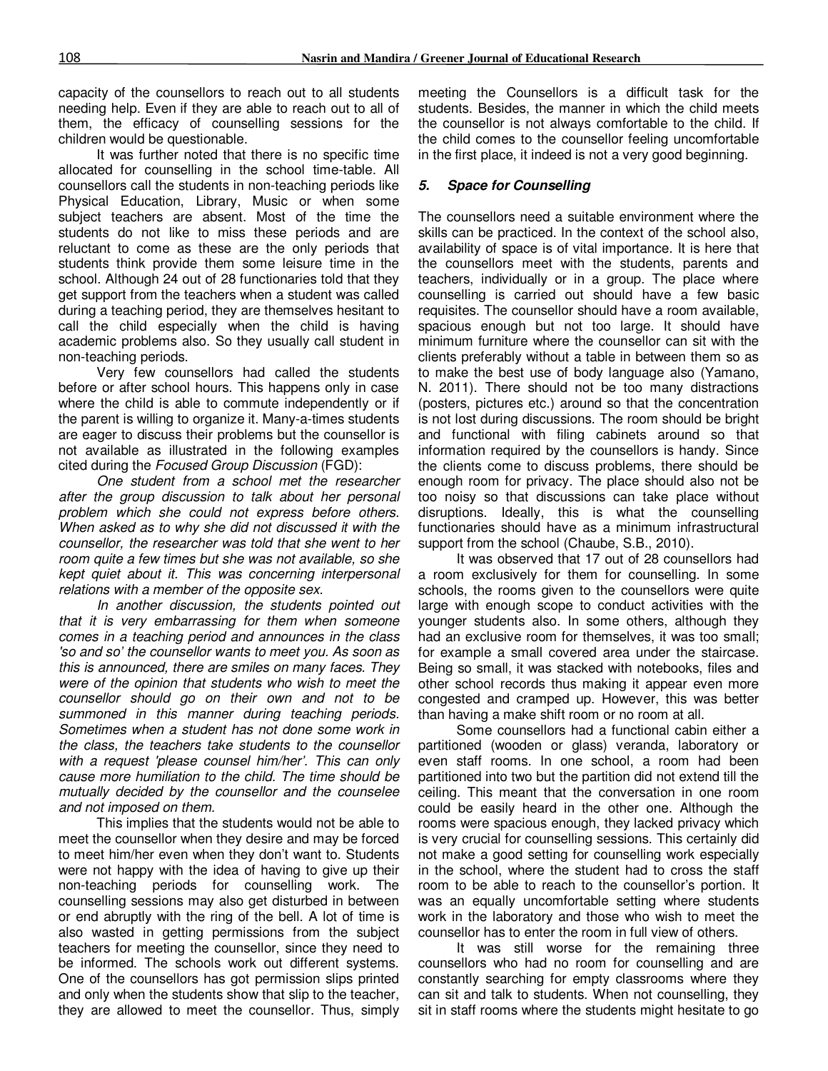capacity of the counsellors to reach out to all students needing help. Even if they are able to reach out to all of them, the efficacy of counselling sessions for the children would be questionable.

It was further noted that there is no specific time allocated for counselling in the school time-table. All counsellors call the students in non-teaching periods like Physical Education, Library, Music or when some subject teachers are absent. Most of the time the students do not like to miss these periods and are reluctant to come as these are the only periods that students think provide them some leisure time in the school. Although 24 out of 28 functionaries told that they get support from the teachers when a student was called during a teaching period, they are themselves hesitant to call the child especially when the child is having academic problems also. So they usually call student in non-teaching periods.

Very few counsellors had called the students before or after school hours. This happens only in case where the child is able to commute independently or if the parent is willing to organize it. Many-a-times students are eager to discuss their problems but the counsellor is not available as illustrated in the following examples cited during the *Focused Group Discussion* (FGD):

*One student from a school met the researcher after the group discussion to talk about her personal problem which she could not express before others. When asked as to why she did not discussed it with the counsellor, the researcher was told that she went to her room quite a few times but she was not available, so she kept quiet about it. This was concerning interpersonal relations with a member of the opposite sex.*

*In another discussion, the students pointed out that it is very embarrassing for them when someone comes in a teaching period and announces in the class 'so and so' the counsellor wants to meet you. As soon as this is announced, there are smiles on many faces. They were of the opinion that students who wish to meet the counsellor should go on their own and not to be summoned in this manner during teaching periods. Sometimes when a student has not done some work in the class, the teachers take students to the counsellor with a request 'please counsel him/her'. This can only cause more humiliation to the child. The time should be mutually decided by the counsellor and the counselee and not imposed on them.*

This implies that the students would not be able to meet the counsellor when they desire and may be forced to meet him/her even when they don't want to. Students were not happy with the idea of having to give up their non-teaching periods for counselling work. The counselling sessions may also get disturbed in between or end abruptly with the ring of the bell. A lot of time is also wasted in getting permissions from the subject teachers for meeting the counsellor, since they need to be informed. The schools work out different systems. One of the counsellors has got permission slips printed and only when the students show that slip to the teacher, they are allowed to meet the counsellor. Thus, simply meeting the Counsellors is a difficult task for the students. Besides, the manner in which the child meets the counsellor is not always comfortable to the child. If the child comes to the counsellor feeling uncomfortable in the first place, it indeed is not a very good beginning.

### *5. Space for Counselling*

The counsellors need a suitable environment where the skills can be practiced. In the context of the school also, availability of space is of vital importance. It is here that the counsellors meet with the students, parents and teachers, individually or in a group. The place where counselling is carried out should have a few basic requisites. The counsellor should have a room available, spacious enough but not too large. It should have minimum furniture where the counsellor can sit with the clients preferably without a table in between them so as to make the best use of body language also (Yamano, N. 2011). There should not be too many distractions (posters, pictures etc.) around so that the concentration is not lost during discussions. The room should be bright and functional with filing cabinets around so that information required by the counsellors is handy. Since the clients come to discuss problems, there should be enough room for privacy. The place should also not be too noisy so that discussions can take place without disruptions. Ideally, this is what the counselling functionaries should have as a minimum infrastructural support from the school (Chaube, S.B., 2010).

It was observed that 17 out of 28 counsellors had a room exclusively for them for counselling. In some schools, the rooms given to the counsellors were quite large with enough scope to conduct activities with the younger students also. In some others, although they had an exclusive room for themselves, it was too small; for example a small covered area under the staircase. Being so small, it was stacked with notebooks, files and other school records thus making it appear even more congested and cramped up. However, this was better than having a make shift room or no room at all.

Some counsellors had a functional cabin either a partitioned (wooden or glass) veranda, laboratory or even staff rooms. In one school, a room had been partitioned into two but the partition did not extend till the ceiling. This meant that the conversation in one room could be easily heard in the other one. Although the rooms were spacious enough, they lacked privacy which is very crucial for counselling sessions. This certainly did not make a good setting for counselling work especially in the school, where the student had to cross the staff room to be able to reach to the counsellor's portion. It was an equally uncomfortable setting where students work in the laboratory and those who wish to meet the counsellor has to enter the room in full view of others.

It was still worse for the remaining three counsellors who had no room for counselling and are constantly searching for empty classrooms where they can sit and talk to students. When not counselling, they sit in staff rooms where the students might hesitate to go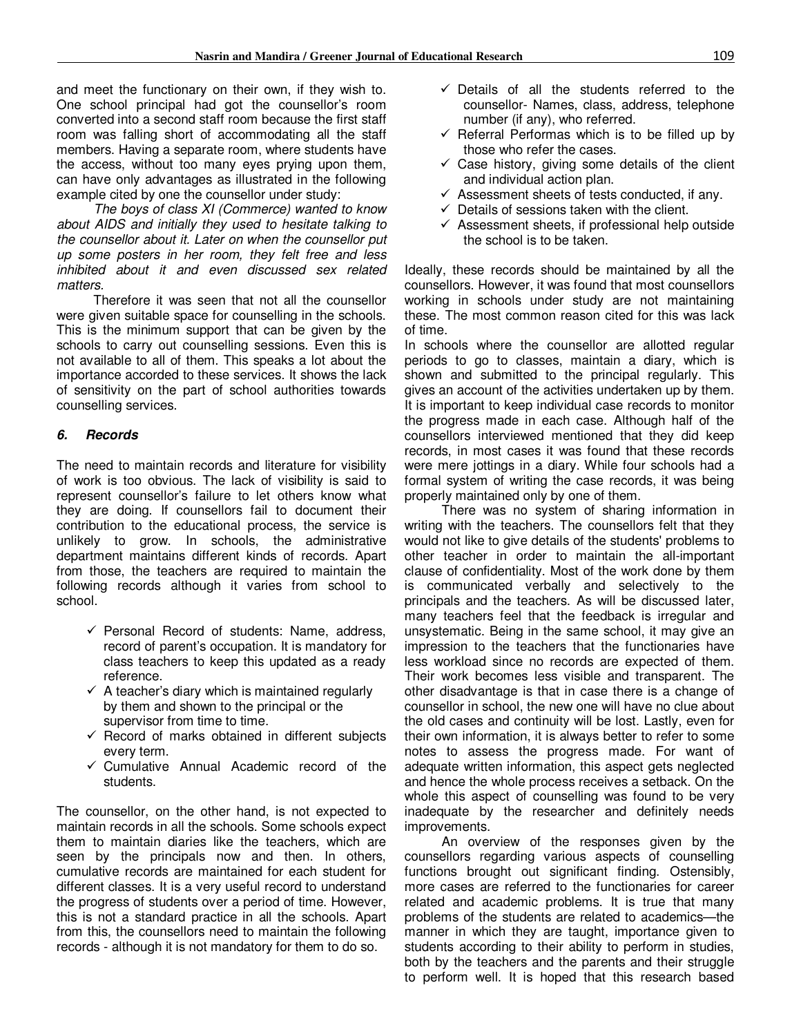and meet the functionary on their own, if they wish to. One school principal had got the counsellor's room converted into a second staff room because the first staff room was falling short of accommodating all the staff members. Having a separate room, where students have the access, without too many eyes prying upon them, can have only advantages as illustrated in the following example cited by one the counsellor under study:

*The boys of class XI (Commerce) wanted to know about AIDS and initially they used to hesitate talking to the counsellor about it. Later on when the counsellor put up some posters in her room, they felt free and less inhibited about it and even discussed sex related matters.*

Therefore it was seen that not all the counsellor were given suitable space for counselling in the schools. This is the minimum support that can be given by the schools to carry out counselling sessions. Even this is not available to all of them. This speaks a lot about the importance accorded to these services. It shows the lack of sensitivity on the part of school authorities towards counselling services.

### *6. Records*

The need to maintain records and literature for visibility of work is too obvious. The lack of visibility is said to represent counsellor's failure to let others know what they are doing. If counsellors fail to document their contribution to the educational process, the service is unlikely to grow. In schools, the administrative department maintains different kinds of records. Apart from those, the teachers are required to maintain the following records although it varies from school to school.

- ✓ Personal Record of students: Name, address, record of parent's occupation. It is mandatory for class teachers to keep this updated as a ready reference.
- ✓ A teacher's diary which is maintained regularly by them and shown to the principal or the supervisor from time to time.
- ✓ Record of marks obtained in different subjects every term.
- ✓ Cumulative Annual Academic record of the students.

The counsellor, on the other hand, is not expected to maintain records in all the schools. Some schools expect them to maintain diaries like the teachers, which are seen by the principals now and then. In others, cumulative records are maintained for each student for different classes. It is a very useful record to understand the progress of students over a period of time. However, this is not a standard practice in all the schools. Apart from this, the counsellors need to maintain the following records - although it is not mandatory for them to do so.

- ✓ Details of all the students referred to the counsellor- Names, class, address, telephone number (if any), who referred.
- ✓ Referral Performas which is to be filled up by those who refer the cases.
- ✓ Case history, giving some details of the client and individual action plan.
- ✓ Assessment sheets of tests conducted, if any.
- ✓ Details of sessions taken with the client.
- ✓ Assessment sheets, if professional help outside the school is to be taken.

Ideally, these records should be maintained by all the counsellors. However, it was found that most counsellors working in schools under study are not maintaining these. The most common reason cited for this was lack of time.

In schools where the counsellor are allotted regular periods to go to classes, maintain a diary, which is shown and submitted to the principal regularly. This gives an account of the activities undertaken up by them. It is important to keep individual case records to monitor the progress made in each case. Although half of the counsellors interviewed mentioned that they did keep records, in most cases it was found that these records were mere jottings in a diary. While four schools had a formal system of writing the case records, it was being properly maintained only by one of them.

There was no system of sharing information in writing with the teachers. The counsellors felt that they would not like to give details of the students' problems to other teacher in order to maintain the all-important clause of confidentiality. Most of the work done by them is communicated verbally and selectively to the principals and the teachers. As will be discussed later, many teachers feel that the feedback is irregular and unsystematic. Being in the same school, it may give an impression to the teachers that the functionaries have less workload since no records are expected of them. Their work becomes less visible and transparent. The other disadvantage is that in case there is a change of counsellor in school, the new one will have no clue about the old cases and continuity will be lost. Lastly, even for their own information, it is always better to refer to some notes to assess the progress made. For want of adequate written information, this aspect gets neglected and hence the whole process receives a setback. On the whole this aspect of counselling was found to be very inadequate by the researcher and definitely needs improvements.

An overview of the responses given by the counsellors regarding various aspects of counselling functions brought out significant finding. Ostensibly, more cases are referred to the functionaries for career related and academic problems. It is true that many problems of the students are related to academics—the manner in which they are taught, importance given to students according to their ability to perform in studies, both by the teachers and the parents and their struggle to perform well. It is hoped that this research based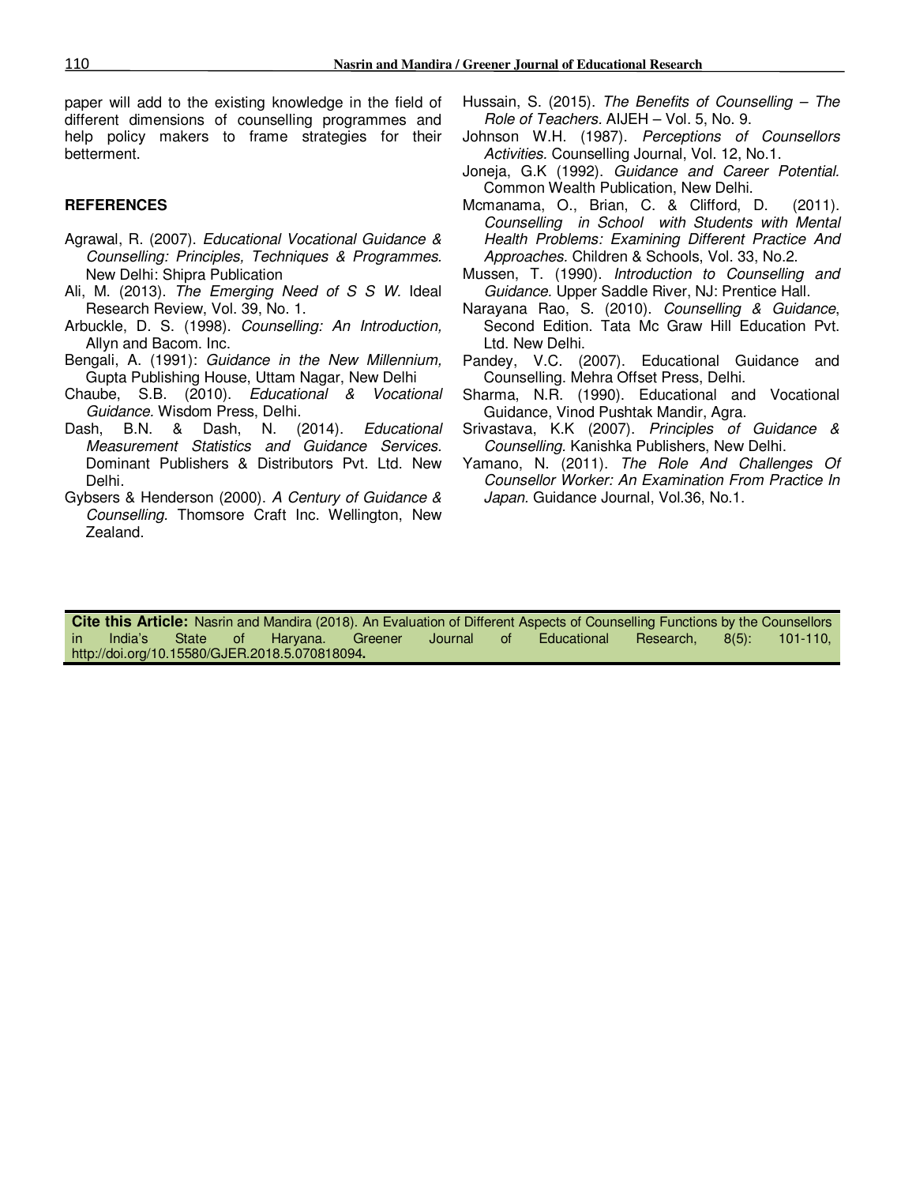paper will add to the existing knowledge in the field of different dimensions of counselling programmes and help policy makers to frame strategies for their betterment.

## REFERENCES

Agrawal, R. (2007). *Educational Vocational Guidance & Counselling: Principles, Techniques & Programmes.* New Delhi: Shipra Publication

Ali, M. (2013). *The Emerging Need of S S W.* Ideal Research Review, Vol. 39, No. 1.

Arbuckle, D. S. (1998). *Counselling: An Introduction,* Allyn and Bacom. Inc.

Bengali, A. (1991): *Guidance in the New Millennium,* Gupta Publishing House, Uttam Nagar, New Delhi

Chaube, S.B. (2010). *Educational & Vocational Guidance.* Wisdom Press, Delhi.

Dash, B.N. & Dash, N. (2014). *Educational Measurement Statistics and Guidance Services.* Dominant Publishers & Distributors Pvt. Ltd. New Delhi.

Gybsers & Henderson (2000). *A Century of Guidance & Counselling.* Thomsore Craft Inc. Wellington, New Zealand.

Hussain, S. (2015). *The Benefits of Counselling – The Role of Teachers.* AIJEH – Vol. 5, No. 9.

Johnson W.H. (1987). *Perceptions of Counsellors Activities.* Counselling Journal, Vol. 12, No.1.

Joneja, G.K (1992). *Guidance and Career Potential.* Common Wealth Publication, New Delhi.

Mcmanama, O., Brian, C. & Clifford, D. (2011). *Counselling in School with Students with Mental Health Problems: Examining Different Practice And Approaches.* Children & Schools, Vol. 33, No.2.

Mussen, T. (1990). *Introduction to Counselling and Guidance.* Upper Saddle River, NJ: Prentice Hall.

Narayana Rao, S. (2010). *Counselling & Guidance*, Second Edition. Tata Mc Graw Hill Education Pvt. Ltd. New Delhi.

Pandey, V.C. (2007). Educational Guidance and Counselling. Mehra Offset Press, Delhi.

Sharma, N.R. (1990). Educational and Vocational Guidance, Vinod Pushtak Mandir, Agra.

Srivastava, K.K (2007). *Principles of Guidance & Counselling.* Kanishka Publishers, New Delhi.

Yamano, N. (2011). *The Role And Challenges Of Counsellor Worker: An Examination From Practice In Japan.* Guidance Journal, Vol.36, No.1.

**Cite this Article:** Nasrin and Mandira (2018). An Evaluation of Different Aspects of Counselling Functions by the Counsellors in India's State of Haryana. Greener Journal of Educational Research, 8(5): 101-110, http://doi.org/10.15580/GJER.2018.5.070818094**.**